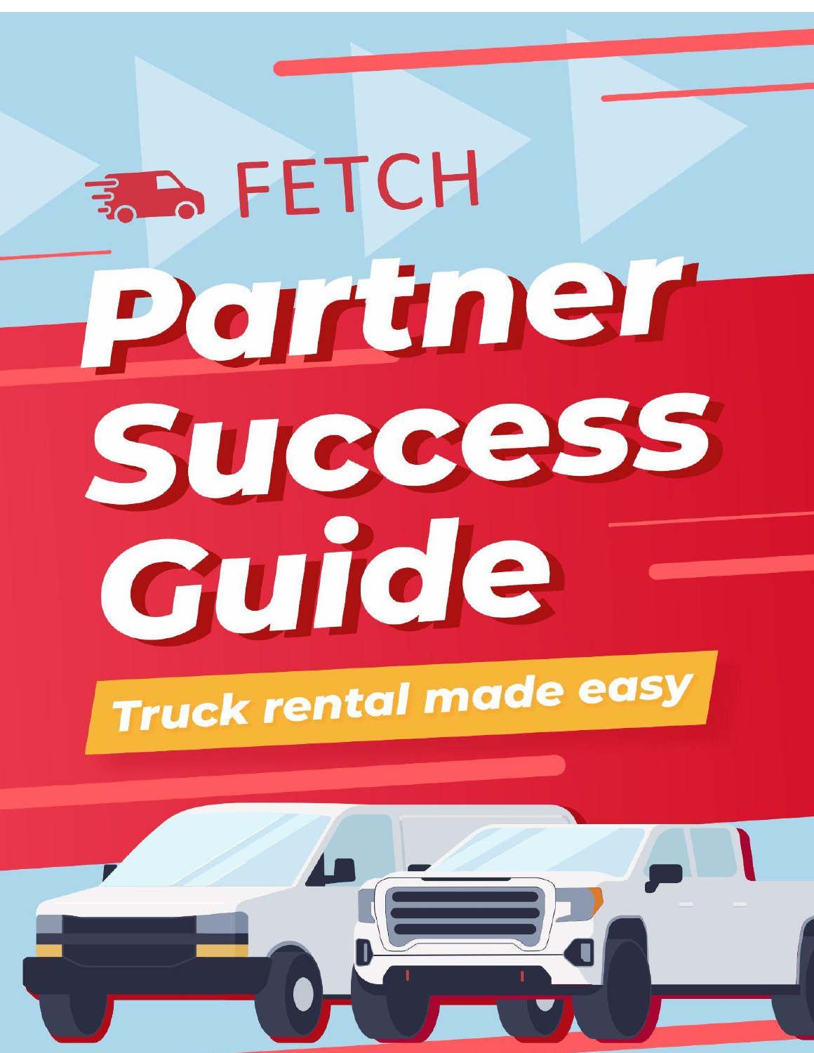FETCH

# Partner Success Guide

**Truck rental made easy**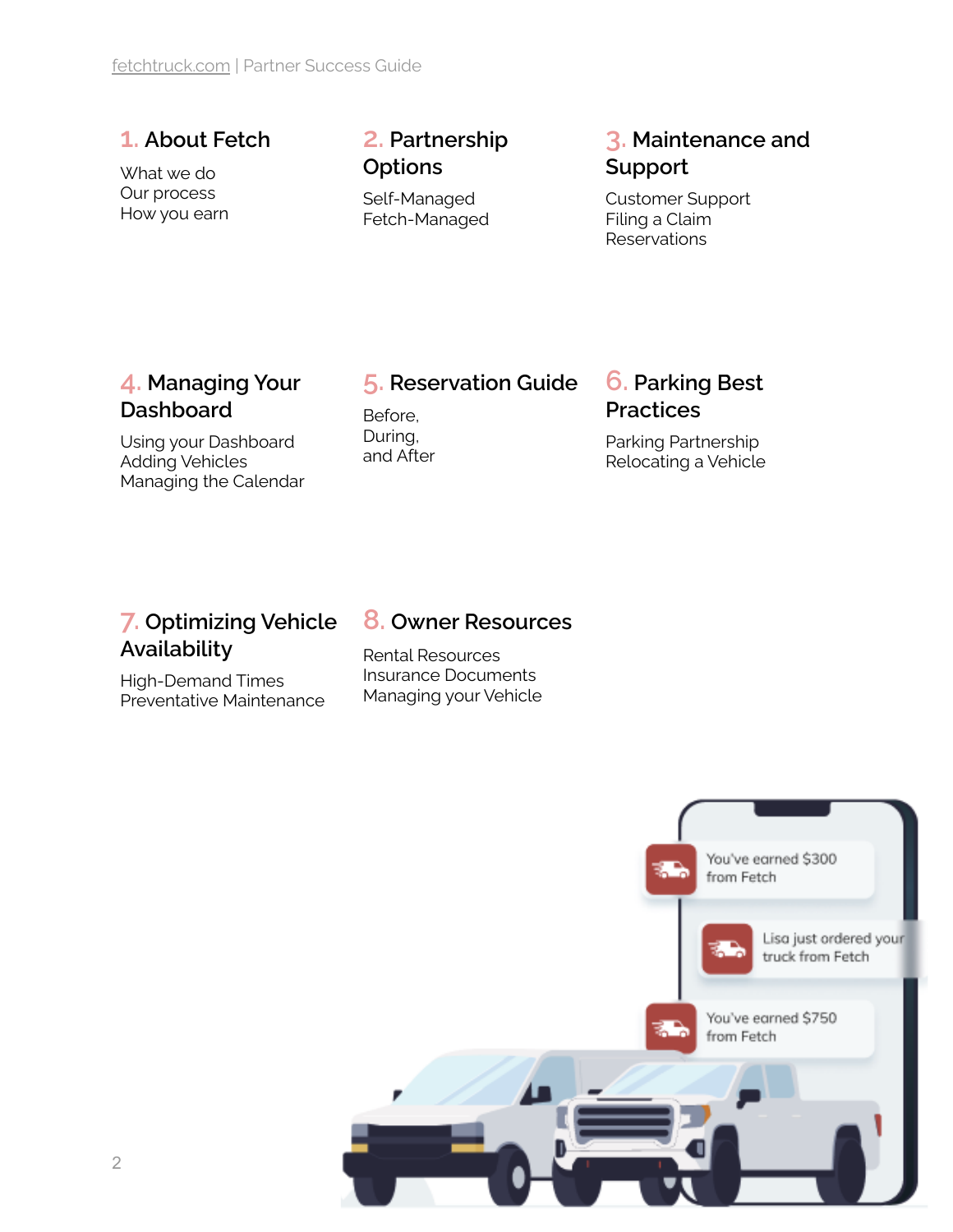## 1. About Fetch

What we do
Our process
How you earn

## 2. Partnership Options

Self-Managed
Fetch-Managed

## 3. Maintenance and Support

Customer Support
Filing a Claim
Reservations

## 4. Managing Your Dashboard

Using your Dashboard
Adding Vehicles
Managing the Calendar

## 5. Reservation Guide

Before,
During,
and After

## 6. Parking Best Practices

Parking Partnership
Relocating a Vehicle

## 7. Optimizing Vehicle Availability

High-Demand Times
Preventative Maintenance

## 8. Owner Resources

Rental Resources
Insurance Documents
Managing your Vehicle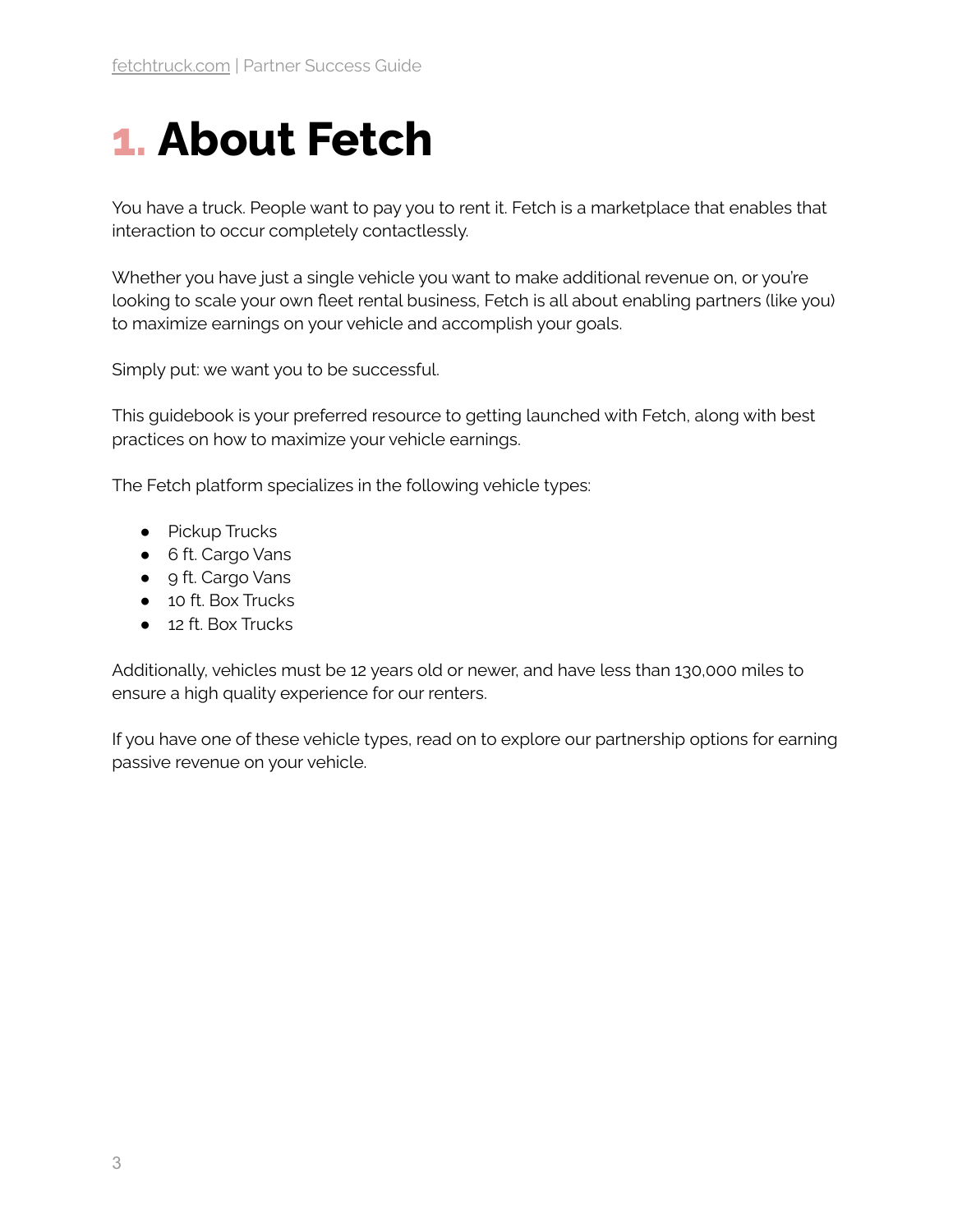# 1. About Fetch

You have a truck. People want to pay you to rent it. Fetch is a marketplace that enables that interaction to occur completely contactlessly.

Whether you have just a single vehicle you want to make additional revenue on, or you're looking to scale your own fleet rental business, Fetch is all about enabling partners (like you) to maximize earnings on your vehicle and accomplish your goals.

Simply put: we want you to be successful.

This guidebook is your preferred resource to getting launched with Fetch, along with best practices on how to maximize your vehicle earnings.

The Fetch platform specializes in the following vehicle types:

- Pickup Trucks
- 6 ft. Cargo Vans
- 9 ft. Cargo Vans
- 10 ft. Box Trucks
- 12 ft. Box Trucks

Additionally, vehicles must be 12 years old or newer, and have less than 130,000 miles to ensure a high quality experience for our renters.

If you have one of these vehicle types, read on to explore our partnership options for earning passive revenue on your vehicle.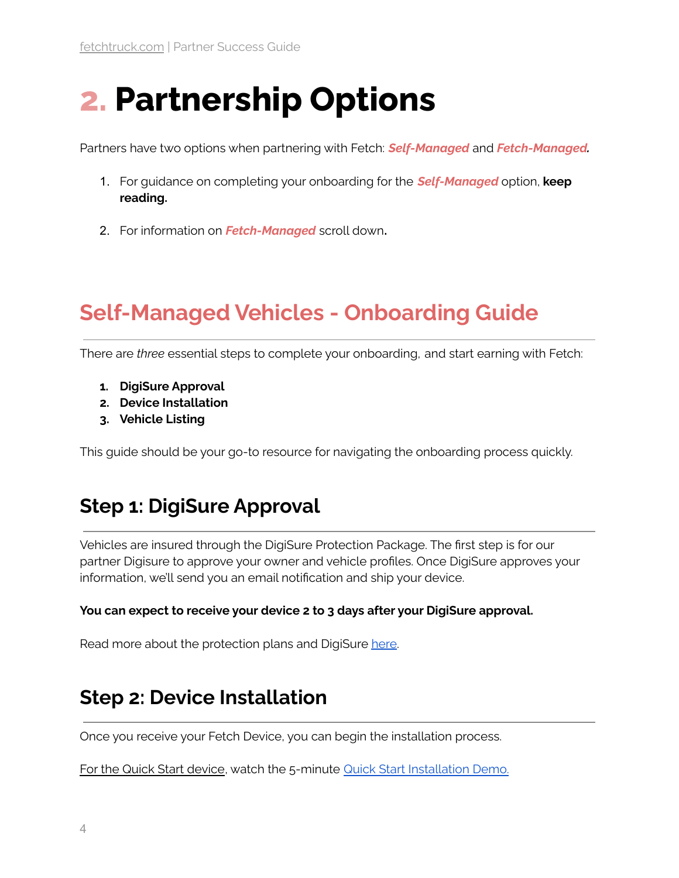# 2. Partnership Options

Partners have two options when partnering with Fetch: ***Self-Managed*** and ***Fetch-Managed***.

1. For guidance on completing your onboarding for the ***Self-Managed*** option, **keep reading.**

2. For information on ***Fetch-Managed*** scroll down**.**

## Self-Managed Vehicles - Onboarding Guide

There are *three* essential steps to complete your onboarding, and start earning with Fetch:

1. **DigiSure Approval**
2. **Device Installation**
3. **Vehicle Listing**

This guide should be your go-to resource for navigating the onboarding process quickly.

### Step 1: DigiSure Approval

Vehicles are insured through the DigiSure Protection Package. The first step is for our partner Digisure to approve your owner and vehicle profiles. Once DigiSure approves your information, we'll send you an email notification and ship your device.

**You can expect to receive your device 2 to 3 days after your DigiSure approval.**

Read more about the protection plans and DigiSure here.

### Step 2: Device Installation

Once you receive your Fetch Device, you can begin the installation process.

For the Quick Start device, watch the 5-minute Quick Start Installation Demo.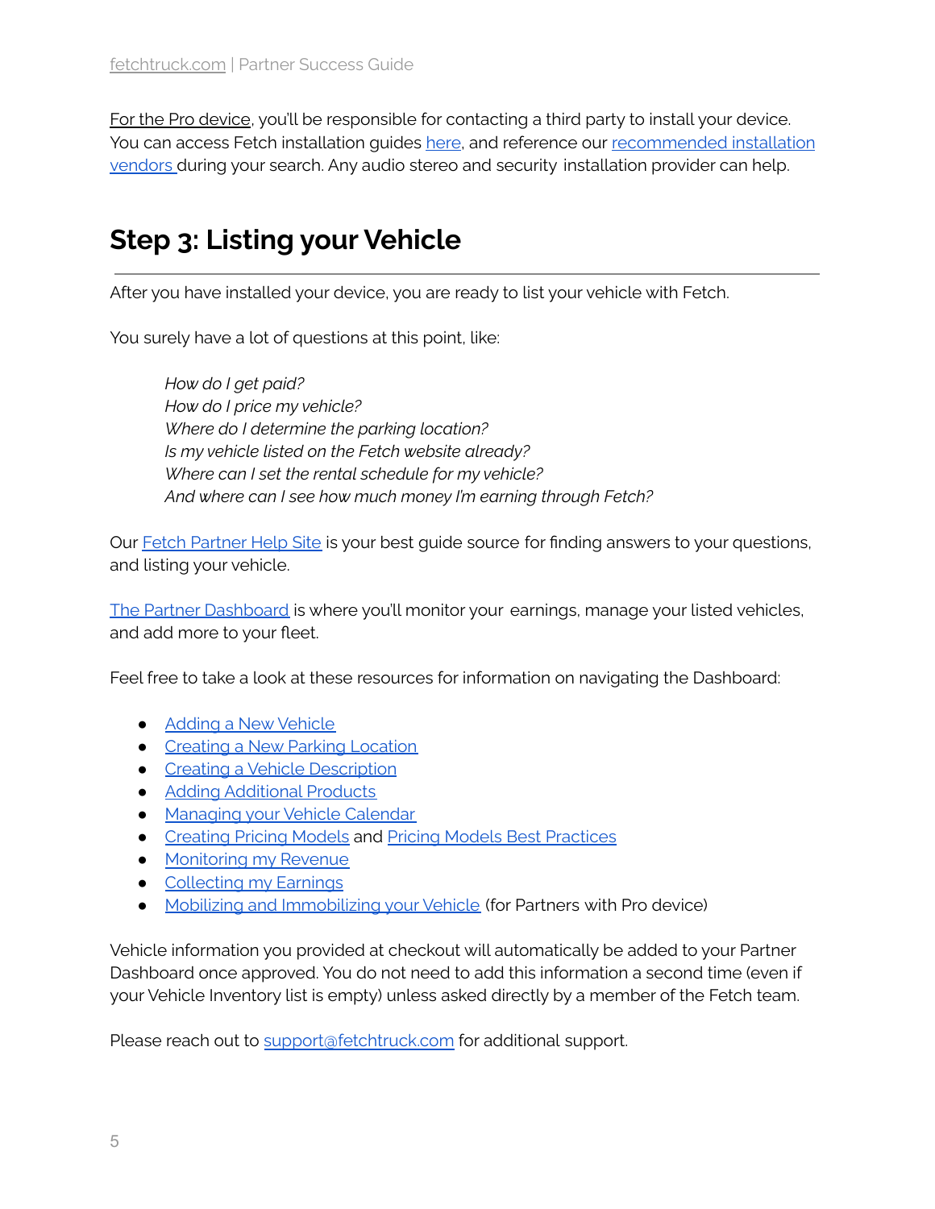For the Pro device, you'll be responsible for contacting a third party to install your device. You can access Fetch installation guides here, and reference our recommended installation vendors during your search. Any audio stereo and security installation provider can help.

## Step 3: Listing your Vehicle

After you have installed your device, you are ready to list your vehicle with Fetch.

You surely have a lot of questions at this point, like:

*How do I get paid?*
*How do I price my vehicle?*
*Where do I determine the parking location?*
*Is my vehicle listed on the Fetch website already?*
*Where can I set the rental schedule for my vehicle?*
*And where can I see how much money I'm earning through Fetch?*

Our Fetch Partner Help Site is your best guide source for finding answers to your questions, and listing your vehicle.

The Partner Dashboard is where you'll monitor your earnings, manage your listed vehicles, and add more to your fleet.

Feel free to take a look at these resources for information on navigating the Dashboard:

- Adding a New Vehicle
- Creating a New Parking Location
- Creating a Vehicle Description
- Adding Additional Products
- Managing your Vehicle Calendar
- Creating Pricing Models and Pricing Models Best Practices
- Monitoring my Revenue
- Collecting my Earnings
- Mobilizing and Immobilizing your Vehicle (for Partners with Pro device)

Vehicle information you provided at checkout will automatically be added to your Partner Dashboard once approved. You do not need to add this information a second time (even if your Vehicle Inventory list is empty) unless asked directly by a member of the Fetch team.

Please reach out to support@fetchtruck.com for additional support.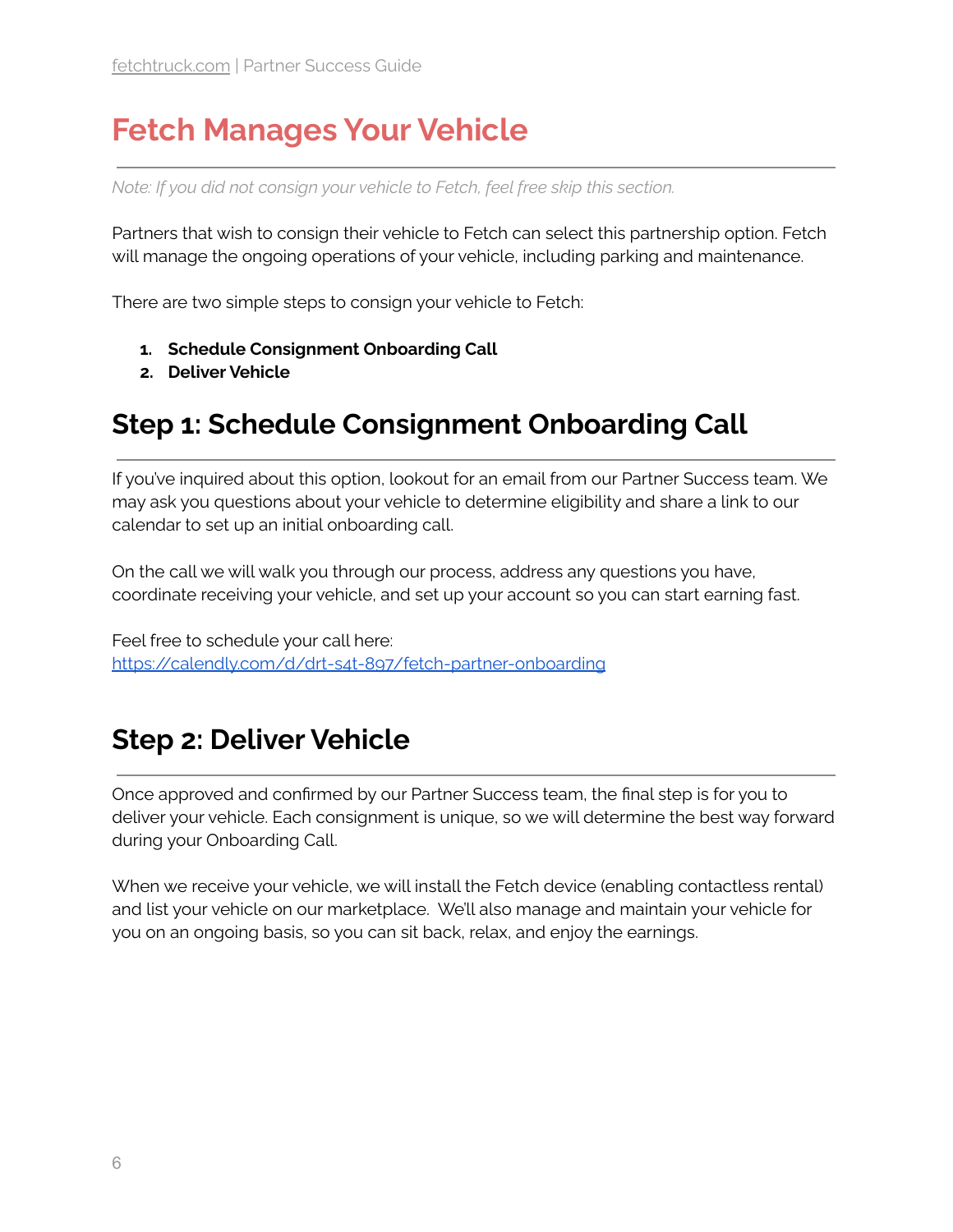# Fetch Manages Your Vehicle

*Note: If you did not consign your vehicle to Fetch, feel free skip this section.*

Partners that wish to consign their vehicle to Fetch can select this partnership option. Fetch will manage the ongoing operations of your vehicle, including parking and maintenance.

There are two simple steps to consign your vehicle to Fetch:

1. **Schedule Consignment Onboarding Call**
2. **Deliver Vehicle**

## Step 1: Schedule Consignment Onboarding Call

If you've inquired about this option, lookout for an email from our Partner Success team. We may ask you questions about your vehicle to determine eligibility and share a link to our calendar to set up an initial onboarding call.

On the call we will walk you through our process, address any questions you have, coordinate receiving your vehicle, and set up your account so you can start earning fast.

Feel free to schedule your call here:
https://calendly.com/d/drt-s4t-897/fetch-partner-onboarding

## Step 2: Deliver Vehicle

Once approved and confirmed by our Partner Success team, the final step is for you to deliver your vehicle. Each consignment is unique, so we will determine the best way forward during your Onboarding Call.

When we receive your vehicle, we will install the Fetch device (enabling contactless rental) and list your vehicle on our marketplace. We'll also manage and maintain your vehicle for you on an ongoing basis, so you can sit back, relax, and enjoy the earnings.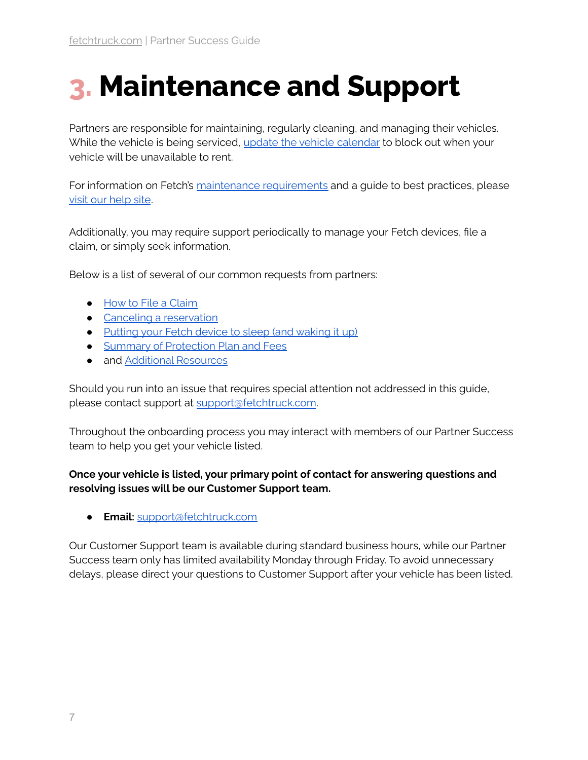# 3. Maintenance and Support

Partners are responsible for maintaining, regularly cleaning, and managing their vehicles. While the vehicle is being serviced, update the vehicle calendar to block out when your vehicle will be unavailable to rent.

For information on Fetch's maintenance requirements and a guide to best practices, please visit our help site.

Additionally, you may require support periodically to manage your Fetch devices, file a claim, or simply seek information.

Below is a list of several of our common requests from partners:

- How to File a Claim
- Canceling a reservation
- Putting your Fetch device to sleep (and waking it up)
- Summary of Protection Plan and Fees
- and Additional Resources

Should you run into an issue that requires special attention not addressed in this guide, please contact support at support@fetchtruck.com.

Throughout the onboarding process you may interact with members of our Partner Success team to help you get your vehicle listed.

**Once your vehicle is listed, your primary point of contact for answering questions and resolving issues will be our Customer Support team.**

- **Email:** support@fetchtruck.com

Our Customer Support team is available during standard business hours, while our Partner Success team only has limited availability Monday through Friday. To avoid unnecessary delays, please direct your questions to Customer Support after your vehicle has been listed.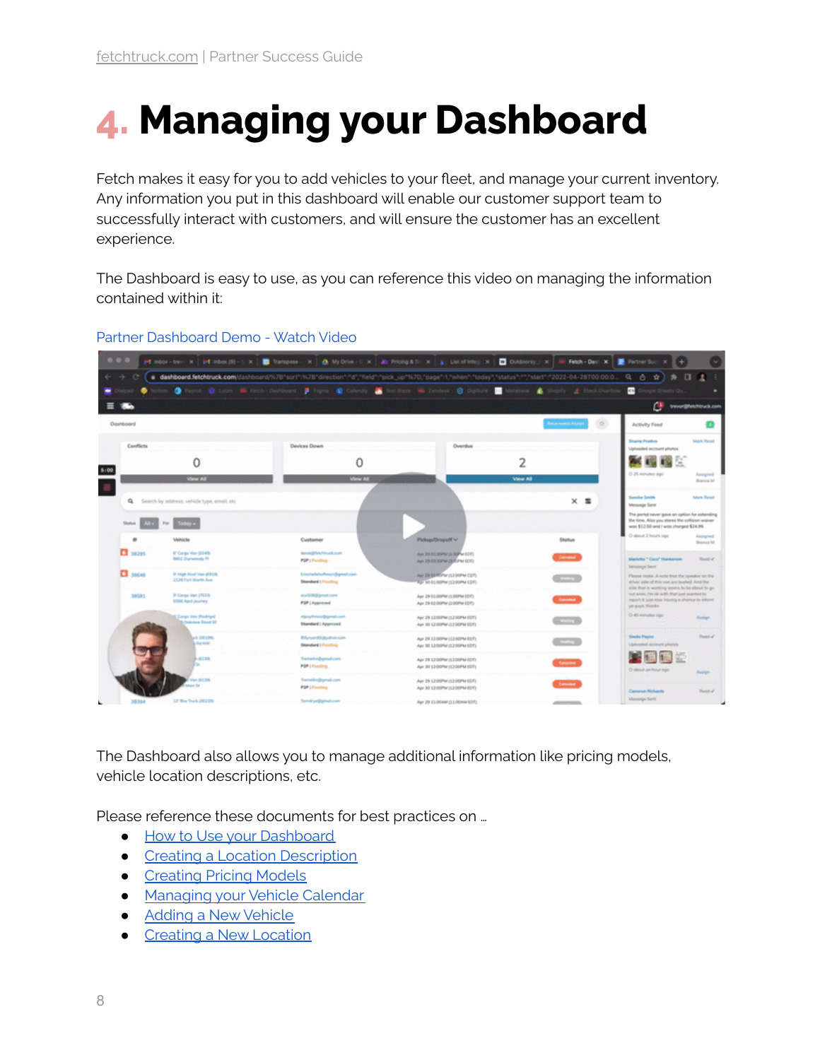# 4. Managing your Dashboard

Fetch makes it easy for you to add vehicles to your fleet, and manage your current inventory. Any information you put in this dashboard will enable our customer support team to successfully interact with customers, and will ensure the customer has an excellent experience.

The Dashboard is easy to use, as you can reference this video on managing the information contained within it:

Partner Dashboard Demo - Watch Video

The Dashboard also allows you to manage additional information like pricing models, vehicle location descriptions, etc.

Please reference these documents for best practices on …

- How to Use your Dashboard
- Creating a Location Description
- Creating Pricing Models
- Managing your Vehicle Calendar
- Adding a New Vehicle
- Creating a New Location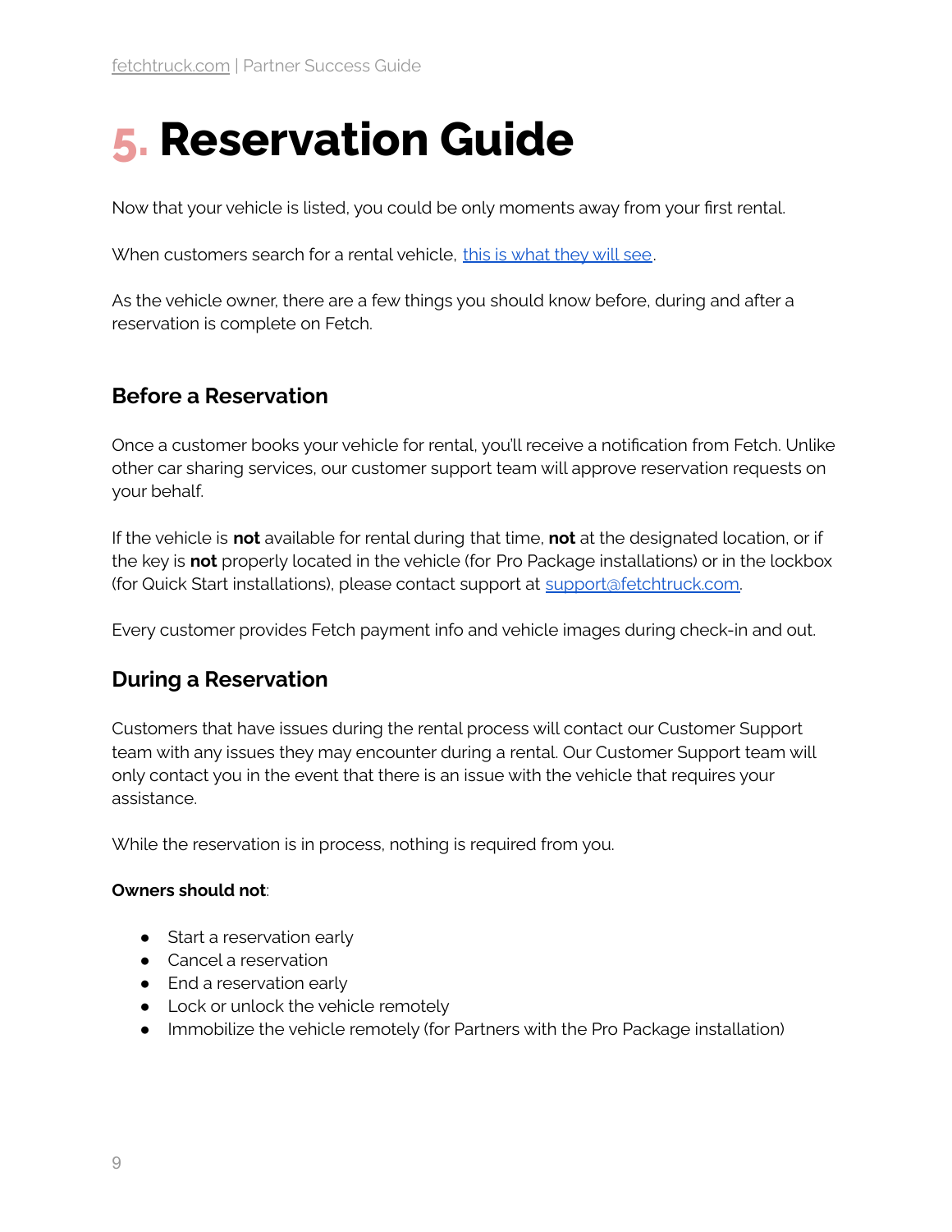# 5. Reservation Guide

Now that your vehicle is listed, you could be only moments away from your first rental.

When customers search for a rental vehicle, [this is what they will see](#).

As the vehicle owner, there are a few things you should know before, during and after a reservation is complete on Fetch.

## Before a Reservation

Once a customer books your vehicle for rental, you'll receive a notification from Fetch. Unlike other car sharing services, our customer support team will approve reservation requests on your behalf.

If the vehicle is **not** available for rental during that time, **not** at the designated location, or if the key is **not** properly located in the vehicle (for Pro Package installations) or in the lockbox (for Quick Start installations), please contact support at [support@fetchtruck.com](mailto:support@fetchtruck.com).

Every customer provides Fetch payment info and vehicle images during check-in and out.

## During a Reservation

Customers that have issues during the rental process will contact our Customer Support team with any issues they may encounter during a rental. Our Customer Support team will only contact you in the event that there is an issue with the vehicle that requires your assistance.

While the reservation is in process, nothing is required from you.

**Owners should not**:

- Start a reservation early
- Cancel a reservation
- End a reservation early
- Lock or unlock the vehicle remotely
- Immobilize the vehicle remotely (for Partners with the Pro Package installation)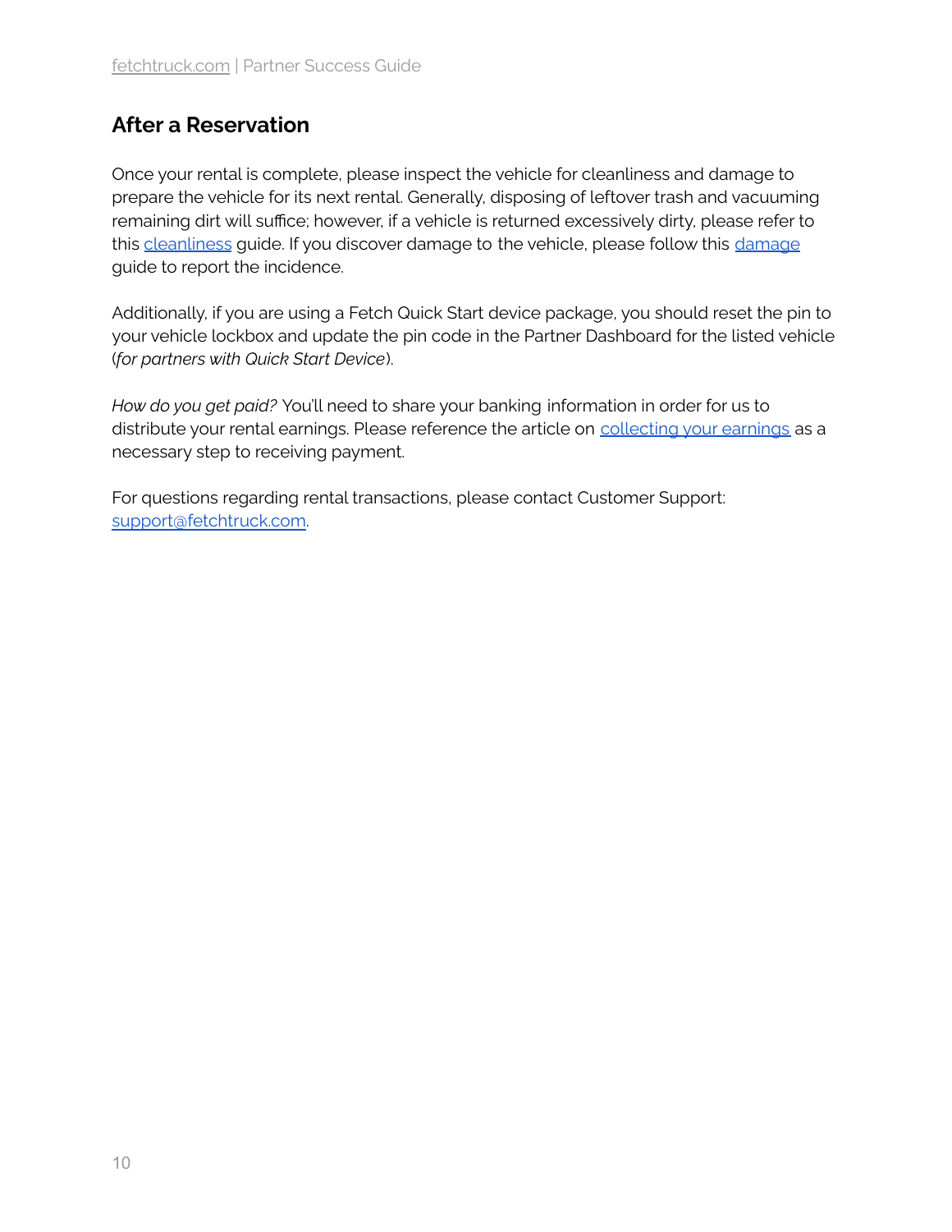## After a Reservation

Once your rental is complete, please inspect the vehicle for cleanliness and damage to prepare the vehicle for its next rental. Generally, disposing of leftover trash and vacuuming remaining dirt will suffice; however, if a vehicle is returned excessively dirty, please refer to this cleanliness guide. If you discover damage to the vehicle, please follow this damage guide to report the incidence.

Additionally, if you are using a Fetch Quick Start device package, you should reset the pin to your vehicle lockbox and update the pin code in the Partner Dashboard for the listed vehicle (*for partners with Quick Start Device*).

*How do you get paid?* You'll need to share your banking information in order for us to distribute your rental earnings. Please reference the article on collecting your earnings as a necessary step to receiving payment.

For questions regarding rental transactions, please contact Customer Support: support@fetchtruck.com.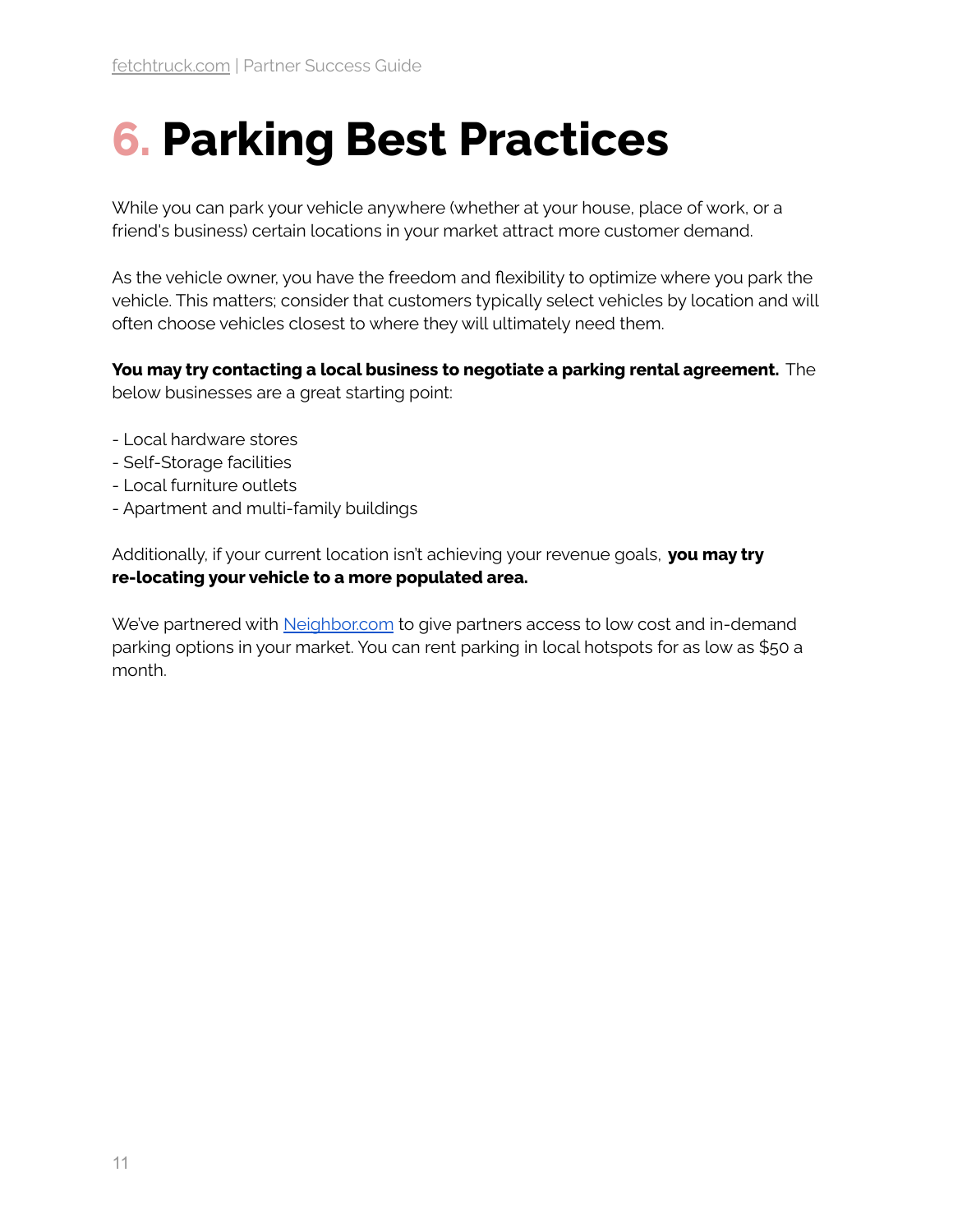# 6. Parking Best Practices

While you can park your vehicle anywhere (whether at your house, place of work, or a friend's business) certain locations in your market attract more customer demand.

As the vehicle owner, you have the freedom and flexibility to optimize where you park the vehicle. This matters; consider that customers typically select vehicles by location and will often choose vehicles closest to where they will ultimately need them.

**You may try contacting a local business to negotiate a parking rental agreement.** The below businesses are a great starting point:

- Local hardware stores
- Self-Storage facilities
- Local furniture outlets
- Apartment and multi-family buildings

Additionally, if your current location isn't achieving your revenue goals, **you may try re-locating your vehicle to a more populated area.**

We've partnered with [Neighbor.com](Neighbor.com) to give partners access to low cost and in-demand parking options in your market. You can rent parking in local hotspots for as low as $50 a month.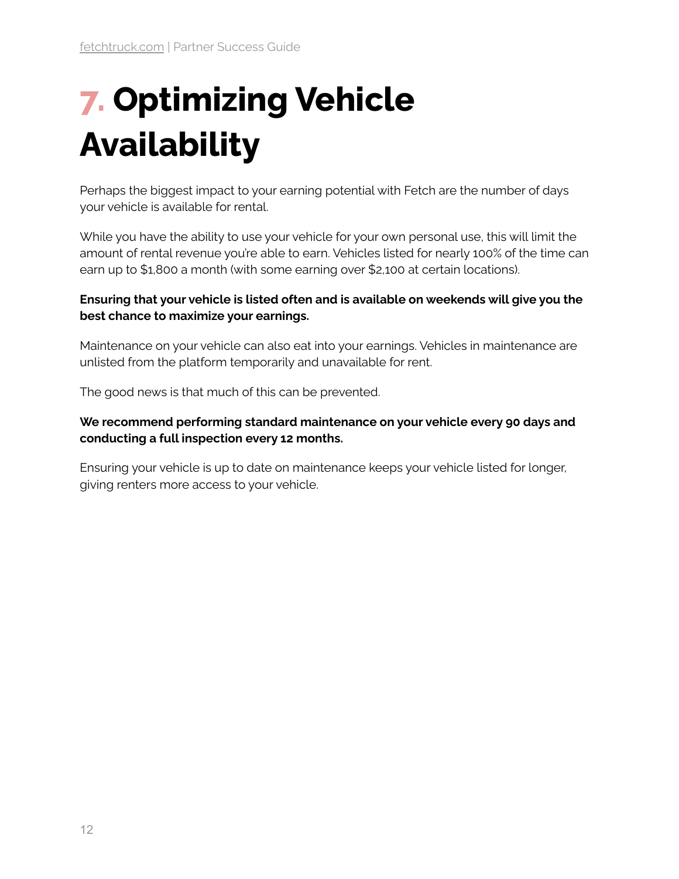# 7. Optimizing Vehicle Availability

Perhaps the biggest impact to your earning potential with Fetch are the number of days your vehicle is available for rental.

While you have the ability to use your vehicle for your own personal use, this will limit the amount of rental revenue you're able to earn. Vehicles listed for nearly 100% of the time can earn up to $1,800 a month (with some earning over $2,100 at certain locations).

**Ensuring that your vehicle is listed often and is available on weekends will give you the best chance to maximize your earnings.**

Maintenance on your vehicle can also eat into your earnings. Vehicles in maintenance are unlisted from the platform temporarily and unavailable for rent.

The good news is that much of this can be prevented.

**We recommend performing standard maintenance on your vehicle every 90 days and conducting a full inspection every 12 months.**

Ensuring your vehicle is up to date on maintenance keeps your vehicle listed for longer, giving renters more access to your vehicle.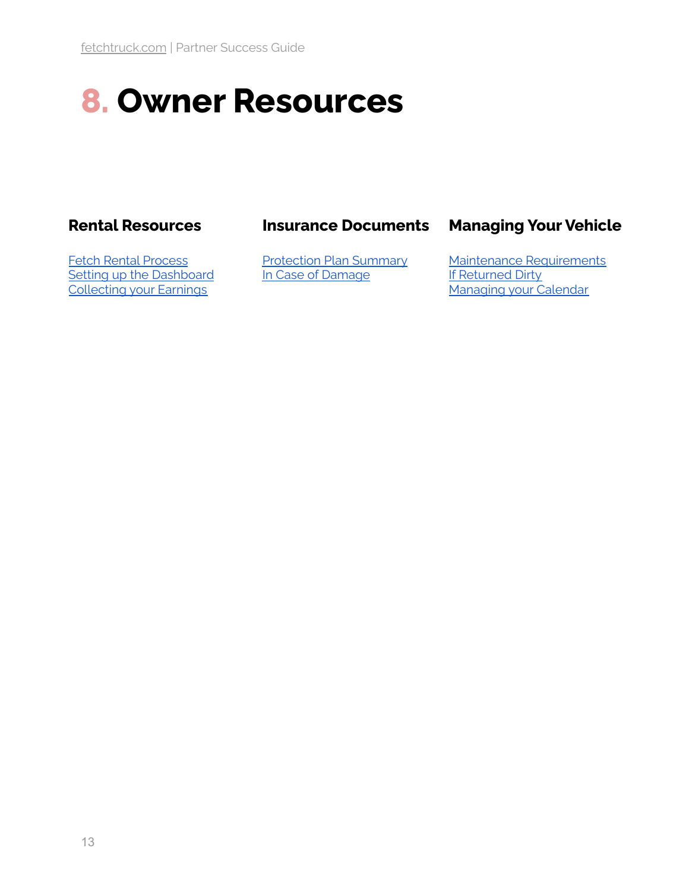# 8. Owner Resources

### Rental Resources

Fetch Rental Process
Setting up the Dashboard
Collecting your Earnings

### Insurance Documents

Protection Plan Summary
In Case of Damage

### Managing Your Vehicle

Maintenance Requirements
If Returned Dirty
Managing your Calendar